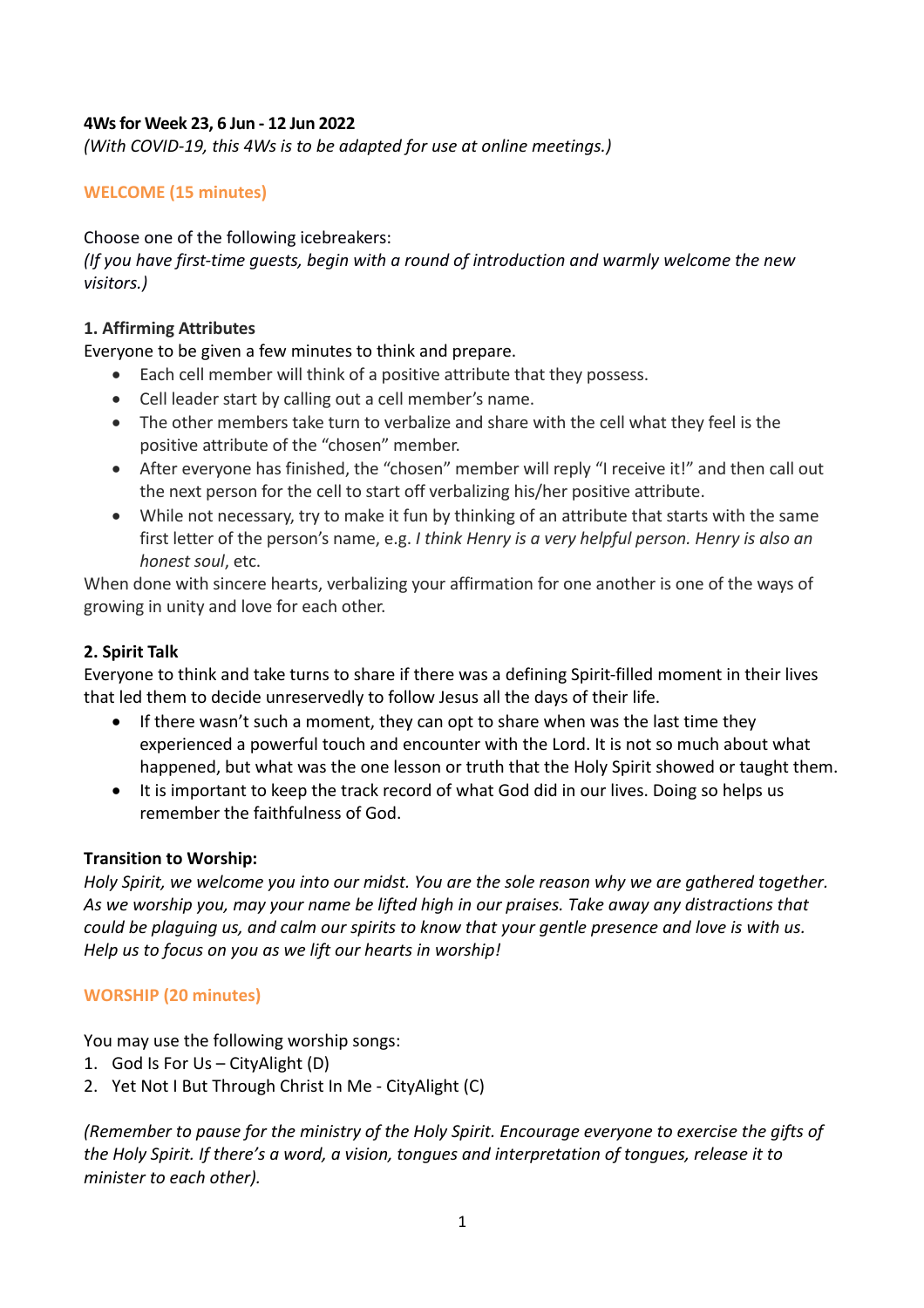**4Ws for Week 23, 6 Jun - 12 Jun 2022**

*(With COVID-19, this 4Ws is to be adapted for use at online meetings.)*

## WELCOME (15 minutes)

Choose one of the following icebreakers:

*(If you have first-time guests, begin with a round of introduction and warmly welcome the new visitors.)*

**1. Affirming Attributes**

Everyone to be given a few minutes to think and prepare.

- Each cell member will think of a positive attribute that they possess.
- Cell leader start by calling out a cell member's name.
- The other members take turn to verbalize and share with the cell what they feel is the positive attribute of the "chosen" member.
- After everyone has finished, the "chosen" member will reply "I receive it!" and then call out the next person for the cell to start off verbalizing his/her positive attribute.
- While not necessary, try to make it fun by thinking of an attribute that starts with the same first letter of the person's name, e.g. *I think Henry is a very helpful person. Henry is also an honest soul*, etc.

When done with sincere hearts, verbalizing your affirmation for one another is one of the ways of growing in unity and love for each other.

**2. Spirit Talk**

Everyone to think and take turns to share if there was a defining Spirit-filled moment in their lives that led them to decide unreservedly to follow Jesus all the days of their life.

- If there wasn't such a moment, they can opt to share when was the last time they experienced a powerful touch and encounter with the Lord. It is not so much about what happened, but what was the one lesson or truth that the Holy Spirit showed or taught them.
- It is important to keep the track record of what God did in our lives. Doing so helps us remember the faithfulness of God.

**Transition to Worship:**

*Holy Spirit, we welcome you into our midst. You are the sole reason why we are gathered together. As we worship you, may your name be lifted high in our praises. Take away any distractions that could be plaguing us, and calm our spirits to know that your gentle presence and love is with us. Help us to focus on you as we lift our hearts in worship!*

## WORSHIP (20 minutes)

You may use the following worship songs:

1. God Is For Us – CityAlight (D)
2. Yet Not I But Through Christ In Me - CityAlight (C)

*(Remember to pause for the ministry of the Holy Spirit. Encourage everyone to exercise the gifts of the Holy Spirit. If there's a word, a vision, tongues and interpretation of tongues, release it to minister to each other).*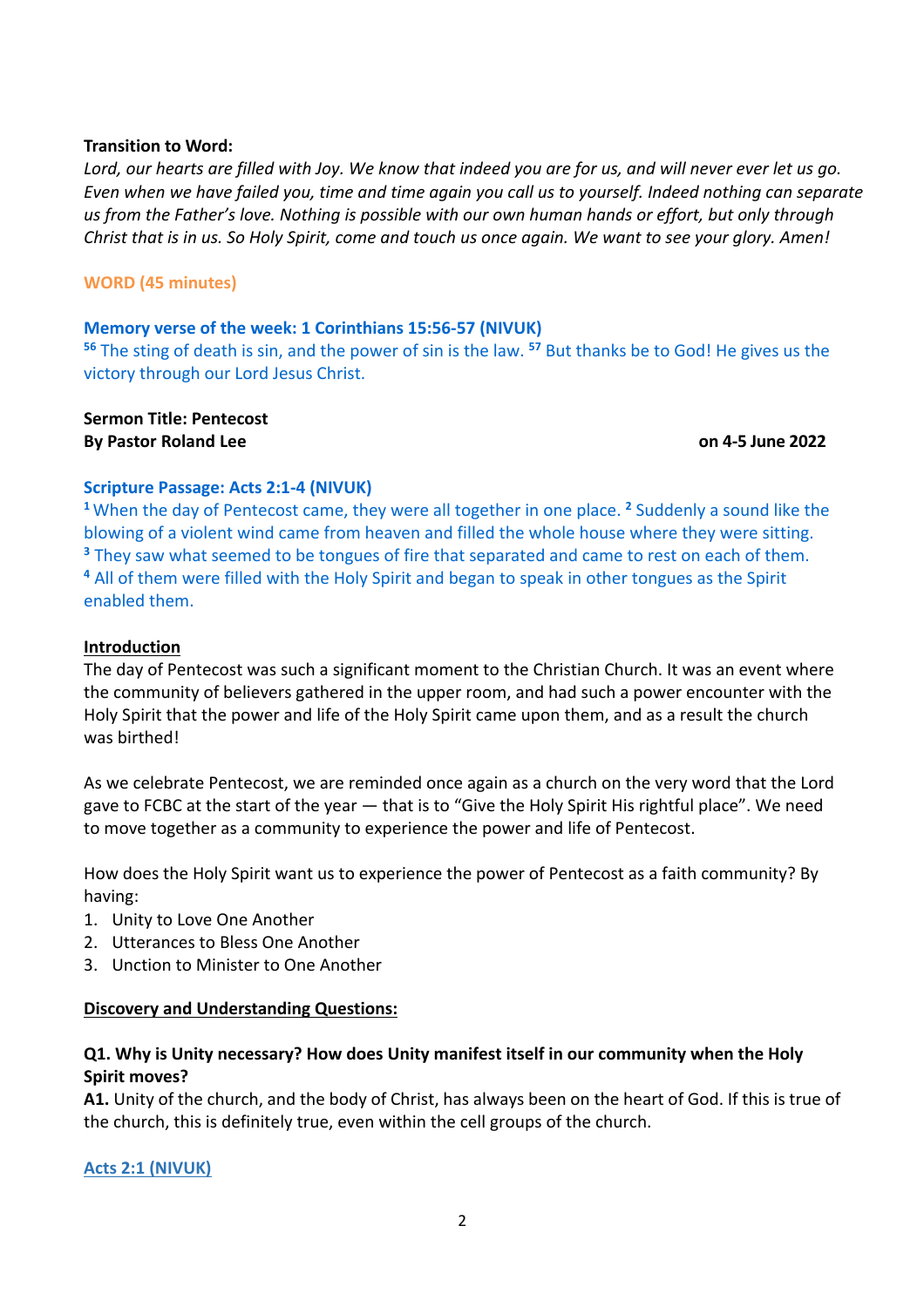**Transition to Word:**
*Lord, our hearts are filled with Joy. We know that indeed you are for us, and will never ever let us go. Even when we have failed you, time and time again you call us to yourself. Indeed nothing can separate us from the Father's love. Nothing is possible with our own human hands or effort, but only through Christ that is in us. So Holy Spirit, come and touch us once again. We want to see your glory. Amen!*

**WORD (45 minutes)**

**Memory verse of the week: 1 Corinthians 15:56-57 (NIVUK)**
[56] The sting of death is sin, and the power of sin is the law. [57] But thanks be to God! He gives us the victory through our Lord Jesus Christ.

**Sermon Title: Pentecost**
**By Pastor Roland Lee** **on 4-5 June 2022**

**Scripture Passage: Acts 2:1-4 (NIVUK)**
[1] When the day of Pentecost came, they were all together in one place. [2] Suddenly a sound like the blowing of a violent wind came from heaven and filled the whole house where they were sitting. [3] They saw what seemed to be tongues of fire that separated and came to rest on each of them. [4] All of them were filled with the Holy Spirit and began to speak in other tongues as the Spirit enabled them.

**Introduction**
The day of Pentecost was such a significant moment to the Christian Church. It was an event where the community of believers gathered in the upper room, and had such a power encounter with the Holy Spirit that the power and life of the Holy Spirit came upon them, and as a result the church was birthed!

As we celebrate Pentecost, we are reminded once again as a church on the very word that the Lord gave to FCBC at the start of the year — that is to "Give the Holy Spirit His rightful place". We need to move together as a community to experience the power and life of Pentecost.

How does the Holy Spirit want us to experience the power of Pentecost as a faith community? By having:

1. Unity to Love One Another
2. Utterances to Bless One Another
3. Unction to Minister to One Another

**Discovery and Understanding Questions:**

**Q1. Why is Unity necessary? How does Unity manifest itself in our community when the Holy Spirit moves?**
**A1.** Unity of the church, and the body of Christ, has always been on the heart of God. If this is true of the church, this is definitely true, even within the cell groups of the church.

**Acts 2:1 (NIVUK)**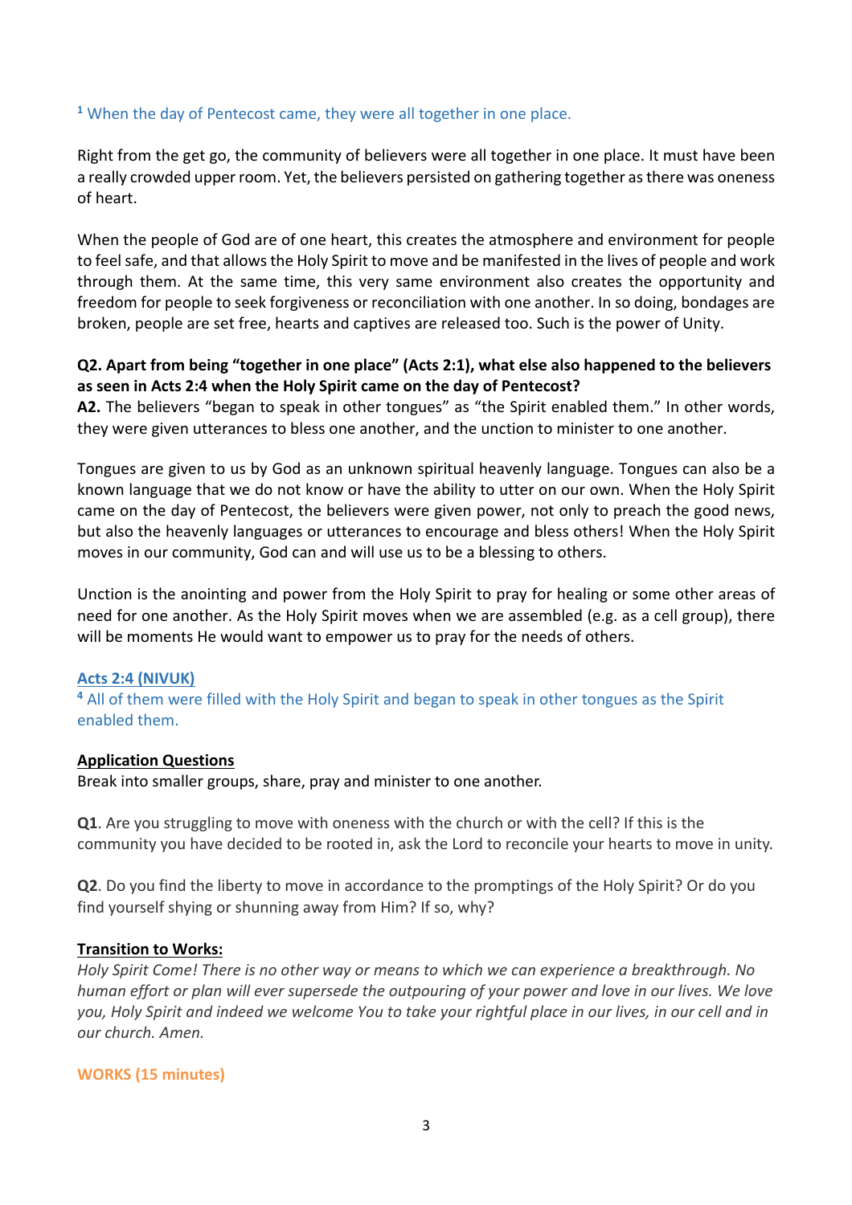[1] When the day of Pentecost came, they were all together in one place.

Right from the get go, the community of believers were all together in one place. It must have been a really crowded upper room. Yet, the believers persisted on gathering together as there was oneness of heart.

When the people of God are of one heart, this creates the atmosphere and environment for people to feel safe, and that allows the Holy Spirit to move and be manifested in the lives of people and work through them. At the same time, this very same environment also creates the opportunity and freedom for people to seek forgiveness or reconciliation with one another. In so doing, bondages are broken, people are set free, hearts and captives are released too. Such is the power of Unity.

**Q2. Apart from being "together in one place" (Acts 2:1), what else also happened to the believers as seen in Acts 2:4 when the Holy Spirit came on the day of Pentecost?**

**A2.** The believers "began to speak in other tongues" as "the Spirit enabled them." In other words, they were given utterances to bless one another, and the unction to minister to one another.

Tongues are given to us by God as an unknown spiritual heavenly language. Tongues can also be a known language that we do not know or have the ability to utter on our own. When the Holy Spirit came on the day of Pentecost, the believers were given power, not only to preach the good news, but also the heavenly languages or utterances to encourage and bless others! When the Holy Spirit moves in our community, God can and will use us to be a blessing to others.

Unction is the anointing and power from the Holy Spirit to pray for healing or some other areas of need for one another. As the Holy Spirit moves when we are assembled (e.g. as a cell group), there will be moments He would want to empower us to pray for the needs of others.

**Acts 2:4 (NIVUK)**

[4] All of them were filled with the Holy Spirit and began to speak in other tongues as the Spirit enabled them.

**Application Questions**

Break into smaller groups, share, pray and minister to one another.

**Q1**. Are you struggling to move with oneness with the church or with the cell? If this is the community you have decided to be rooted in, ask the Lord to reconcile your hearts to move in unity.

**Q2**. Do you find the liberty to move in accordance to the promptings of the Holy Spirit? Or do you find yourself shying or shunning away from Him? If so, why?

**Transition to Works:**

*Holy Spirit Come! There is no other way or means to which we can experience a breakthrough. No human effort or plan will ever supersede the outpouring of your power and love in our lives. We love you, Holy Spirit and indeed we welcome You to take your rightful place in our lives, in our cell and in our church. Amen.*

**WORKS (15 minutes)**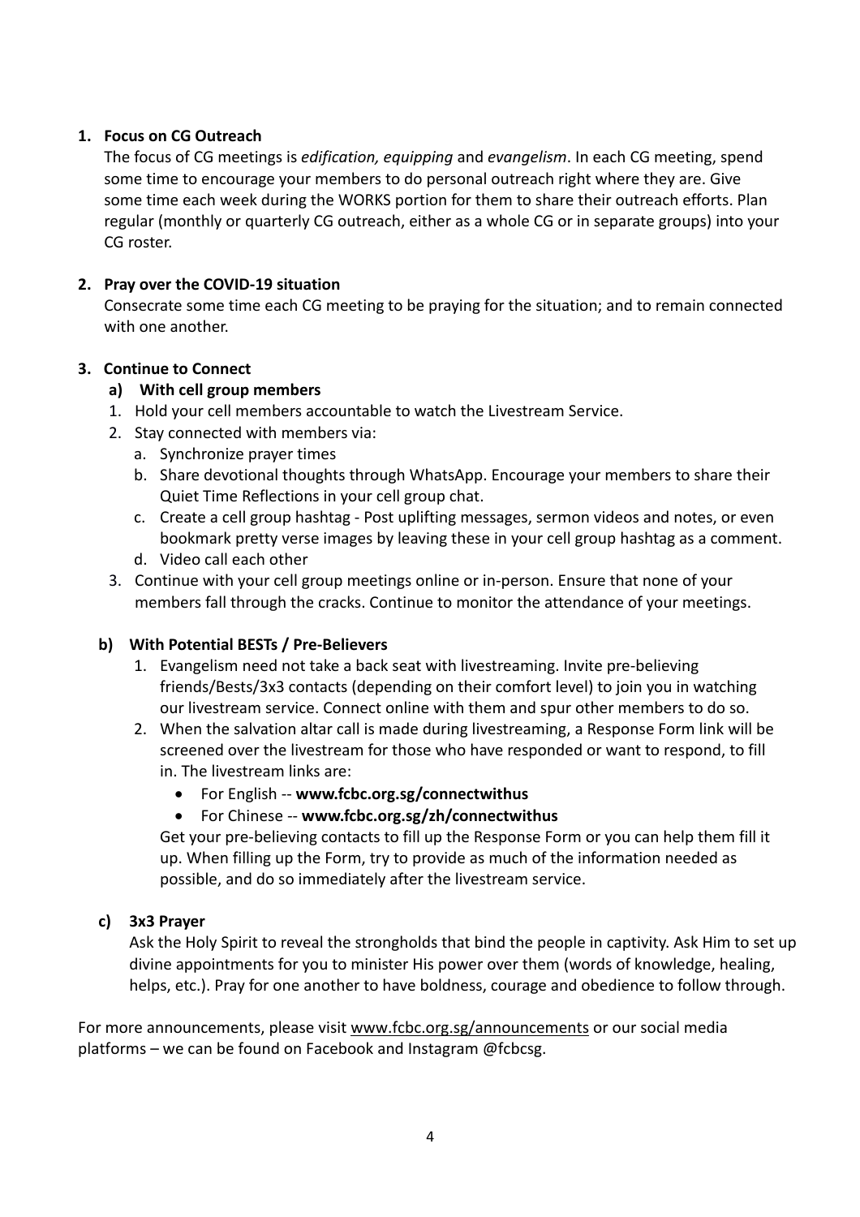1. **Focus on CG Outreach**

   The focus of CG meetings is *edification, equipping* and *evangelism*. In each CG meeting, spend some time to encourage your members to do personal outreach right where they are. Give some time each week during the WORKS portion for them to share their outreach efforts. Plan regular (monthly or quarterly CG outreach, either as a whole CG or in separate groups) into your CG roster.

2. **Pray over the COVID-19 situation**

   Consecrate some time each CG meeting to be praying for the situation; and to remain connected with one another.

3. **Continue to Connect**

   **a) With cell group members**

   1. Hold your cell members accountable to watch the Livestream Service.
   2. Stay connected with members via:
      a. Synchronize prayer times
      b. Share devotional thoughts through WhatsApp. Encourage your members to share their Quiet Time Reflections in your cell group chat.
      c. Create a cell group hashtag - Post uplifting messages, sermon videos and notes, or even bookmark pretty verse images by leaving these in your cell group hashtag as a comment.
      d. Video call each other
   3. Continue with your cell group meetings online or in-person. Ensure that none of your members fall through the cracks. Continue to monitor the attendance of your meetings.

   **b) With Potential BESTs / Pre-Believers**

   1. Evangelism need not take a back seat with livestreaming. Invite pre-believing friends/Bests/3x3 contacts (depending on their comfort level) to join you in watching our livestream service. Connect online with them and spur other members to do so.
   2. When the salvation altar call is made during livestreaming, a Response Form link will be screened over the livestream for those who have responded or want to respond, to fill in. The livestream links are:
      - For English -- **www.fcbc.org.sg/connectwithus**
      - For Chinese -- **www.fcbc.org.sg/zh/connectwithus**

      Get your pre-believing contacts to fill up the Response Form or you can help them fill it up. When filling up the Form, try to provide as much of the information needed as possible, and do so immediately after the livestream service.

   **c) 3x3 Prayer**

   Ask the Holy Spirit to reveal the strongholds that bind the people in captivity. Ask Him to set up divine appointments for you to minister His power over them (words of knowledge, healing, helps, etc.). Pray for one another to have boldness, courage and obedience to follow through.

For more announcements, please visit www.fcbc.org.sg/announcements or our social media platforms – we can be found on Facebook and Instagram @fcbcsg.